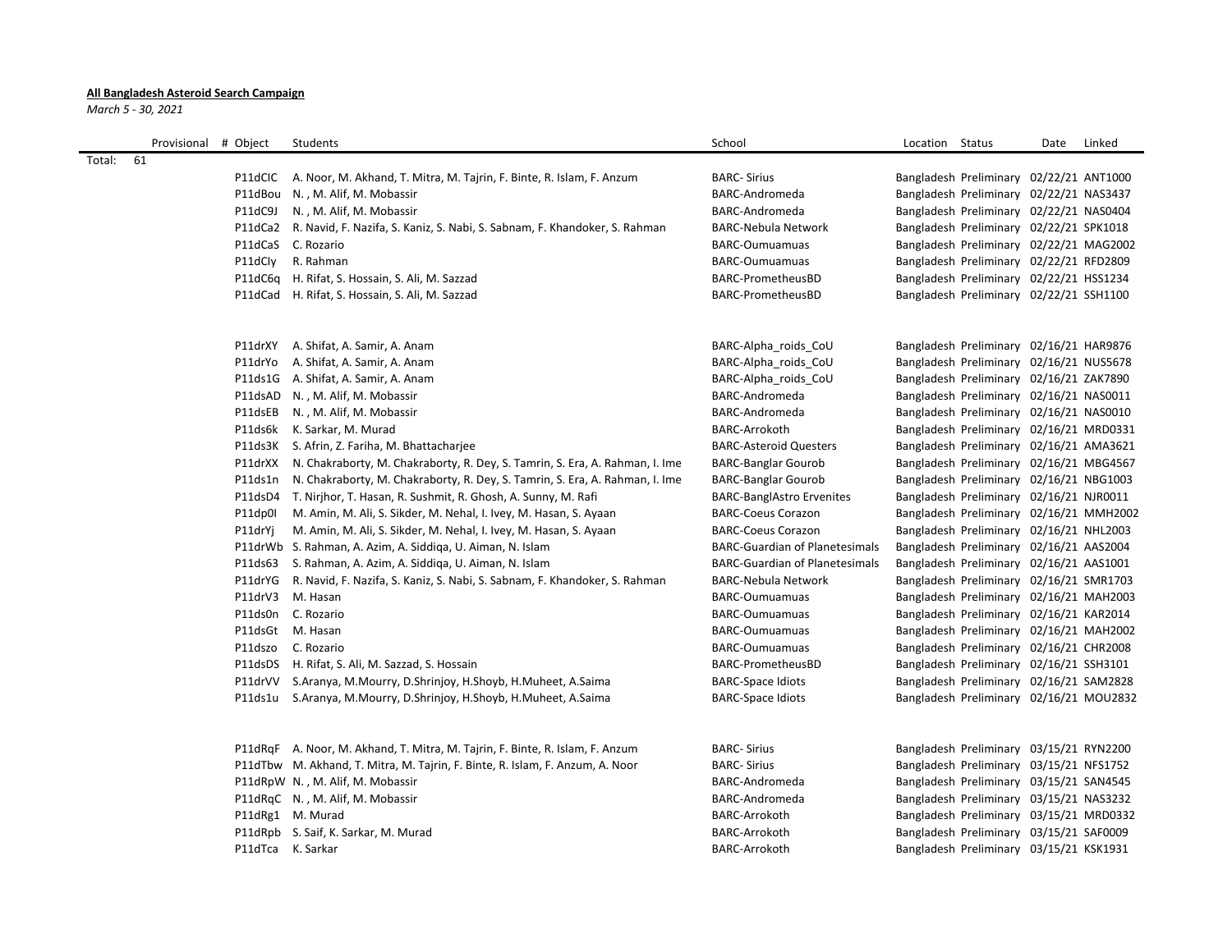**All Bangladesh Asteroid Search Campaign**

*March 5 - 30, 2021*

| | Provisional # | Object | Students | School | Location | Status | Date | Linked |
|---|---|---|---|---|---|---|---|---|
| Total: | 61 | | | | | | | |
| | | P11dClC | A. Noor, M. Akhand, T. Mitra, M. Tajrin, F. Binte, R. Islam, F. Anzum | BARC- Sirius | Bangladesh | Preliminary | 02/22/21 | ANT1000 |
| | | P11dBou | N. , M. Alif, M. Mobassir | BARC-Andromeda | Bangladesh | Preliminary | 02/22/21 | NAS3437 |
| | | P11dC9J | N. , M. Alif, M. Mobassir | BARC-Andromeda | Bangladesh | Preliminary | 02/22/21 | NAS0404 |
| | | P11dCa2 | R. Navid, F. Nazifa, S. Kaniz, S. Nabi, S. Sabnam, F. Khandoker, S. Rahman | BARC-Nebula Network | Bangladesh | Preliminary | 02/22/21 | SPK1018 |
| | | P11dCaS | C. Rozario | BARC-Oumuamuas | Bangladesh | Preliminary | 02/22/21 | MAG2002 |
| | | P11dCIy | R. Rahman | BARC-Oumuamuas | Bangladesh | Preliminary | 02/22/21 | RFD2809 |
| | | P11dC6q | H. Rifat, S. Hossain, S. Ali, M. Sazzad | BARC-PrometheusBD | Bangladesh | Preliminary | 02/22/21 | HSS1234 |
| | | P11dCad | H. Rifat, S. Hossain, S. Ali, M. Sazzad | BARC-PrometheusBD | Bangladesh | Preliminary | 02/22/21 | SSH1100 |
| | | | | | | | | |
| | | P11drXY | A. Shifat, A. Samir, A. Anam | BARC-Alpha_roids_CoU | Bangladesh | Preliminary | 02/16/21 | HAR9876 |
| | | P11drYo | A. Shifat, A. Samir, A. Anam | BARC-Alpha_roids_CoU | Bangladesh | Preliminary | 02/16/21 | NUS5678 |
| | | P11ds1G | A. Shifat, A. Samir, A. Anam | BARC-Alpha_roids_CoU | Bangladesh | Preliminary | 02/16/21 | ZAK7890 |
| | | P11dsAD | N. , M. Alif, M. Mobassir | BARC-Andromeda | Bangladesh | Preliminary | 02/16/21 | NAS0011 |
| | | P11dsEB | N. , M. Alif, M. Mobassir | BARC-Andromeda | Bangladesh | Preliminary | 02/16/21 | NAS0010 |
| | | P11ds6k | K. Sarkar, M. Murad | BARC-Arrokoth | Bangladesh | Preliminary | 02/16/21 | MRD0331 |
| | | P11ds3K | S. Afrin, Z. Fariha, M. Bhattacharjee | BARC-Asteroid Questers | Bangladesh | Preliminary | 02/16/21 | AMA3621 |
| | | P11drXX | N. Chakraborty, M. Chakraborty, R. Dey, S. Tamrin, S. Era, A. Rahman, I. Ime | BARC-Banglar Gourob | Bangladesh | Preliminary | 02/16/21 | MBG4567 |
| | | P11ds1n | N. Chakraborty, M. Chakraborty, R. Dey, S. Tamrin, S. Era, A. Rahman, I. Ime | BARC-Banglar Gourob | Bangladesh | Preliminary | 02/16/21 | NBG1003 |
| | | P11dsD4 | T. Nirjhor, T. Hasan, R. Sushmit, R. Ghosh, A. Sunny, M. Rafi | BARC-BanglAstro Ervenites | Bangladesh | Preliminary | 02/16/21 | NJR0011 |
| | | P11dp0I | M. Amin, M. Ali, S. Sikder, M. Nehal, I. Ivey, M. Hasan, S. Ayaan | BARC-Coeus Corazon | Bangladesh | Preliminary | 02/16/21 | MMH2002 |
| | | P11drYj | M. Amin, M. Ali, S. Sikder, M. Nehal, I. Ivey, M. Hasan, S. Ayaan | BARC-Coeus Corazon | Bangladesh | Preliminary | 02/16/21 | NHL2003 |
| | | P11drWb | S. Rahman, A. Azim, A. Siddiqa, U. Aiman, N. Islam | BARC-Guardian of Planetesimals | Bangladesh | Preliminary | 02/16/21 | AAS2004 |
| | | P11ds63 | S. Rahman, A. Azim, A. Siddiqa, U. Aiman, N. Islam | BARC-Guardian of Planetesimals | Bangladesh | Preliminary | 02/16/21 | AAS1001 |
| | | P11drYG | R. Navid, F. Nazifa, S. Kaniz, S. Nabi, S. Sabnam, F. Khandoker, S. Rahman | BARC-Nebula Network | Bangladesh | Preliminary | 02/16/21 | SMR1703 |
| | | P11drV3 | M. Hasan | BARC-Oumuamuas | Bangladesh | Preliminary | 02/16/21 | MAH2003 |
| | | P11ds0n | C. Rozario | BARC-Oumuamuas | Bangladesh | Preliminary | 02/16/21 | KAR2014 |
| | | P11dsGt | M. Hasan | BARC-Oumuamuas | Bangladesh | Preliminary | 02/16/21 | MAH2002 |
| | | P11dszo | C. Rozario | BARC-Oumuamuas | Bangladesh | Preliminary | 02/16/21 | CHR2008 |
| | | P11dsDS | H. Rifat, S. Ali, M. Sazzad, S. Hossain | BARC-PrometheusBD | Bangladesh | Preliminary | 02/16/21 | SSH3101 |
| | | P11drVV | S.Aranya, M.Mourry, D.Shrinjoy, H.Shoyb, H.Muheet, A.Saima | BARC-Space Idiots | Bangladesh | Preliminary | 02/16/21 | SAM2828 |
| | | P11ds1u | S.Aranya, M.Mourry, D.Shrinjoy, H.Shoyb, H.Muheet, A.Saima | BARC-Space Idiots | Bangladesh | Preliminary | 02/16/21 | MOU2832 |
| | | | | | | | | |
| | | P11dRqF | A. Noor, M. Akhand, T. Mitra, M. Tajrin, F. Binte, R. Islam, F. Anzum | BARC- Sirius | Bangladesh | Preliminary | 03/15/21 | RYN2200 |
| | | P11dTbw | M. Akhand, T. Mitra, M. Tajrin, F. Binte, R. Islam, F. Anzum, A. Noor | BARC- Sirius | Bangladesh | Preliminary | 03/15/21 | NFS1752 |
| | | P11dRpW | N. , M. Alif, M. Mobassir | BARC-Andromeda | Bangladesh | Preliminary | 03/15/21 | SAN4545 |
| | | P11dRqC | N. , M. Alif, M. Mobassir | BARC-Andromeda | Bangladesh | Preliminary | 03/15/21 | NAS3232 |
| | | P11dRg1 | M. Murad | BARC-Arrokoth | Bangladesh | Preliminary | 03/15/21 | MRD0332 |
| | | P11dRpb | S. Saif, K. Sarkar, M. Murad | BARC-Arrokoth | Bangladesh | Preliminary | 03/15/21 | SAF0009 |
| | | P11dTca | K. Sarkar | BARC-Arrokoth | Bangladesh | Preliminary | 03/15/21 | KSK1931 |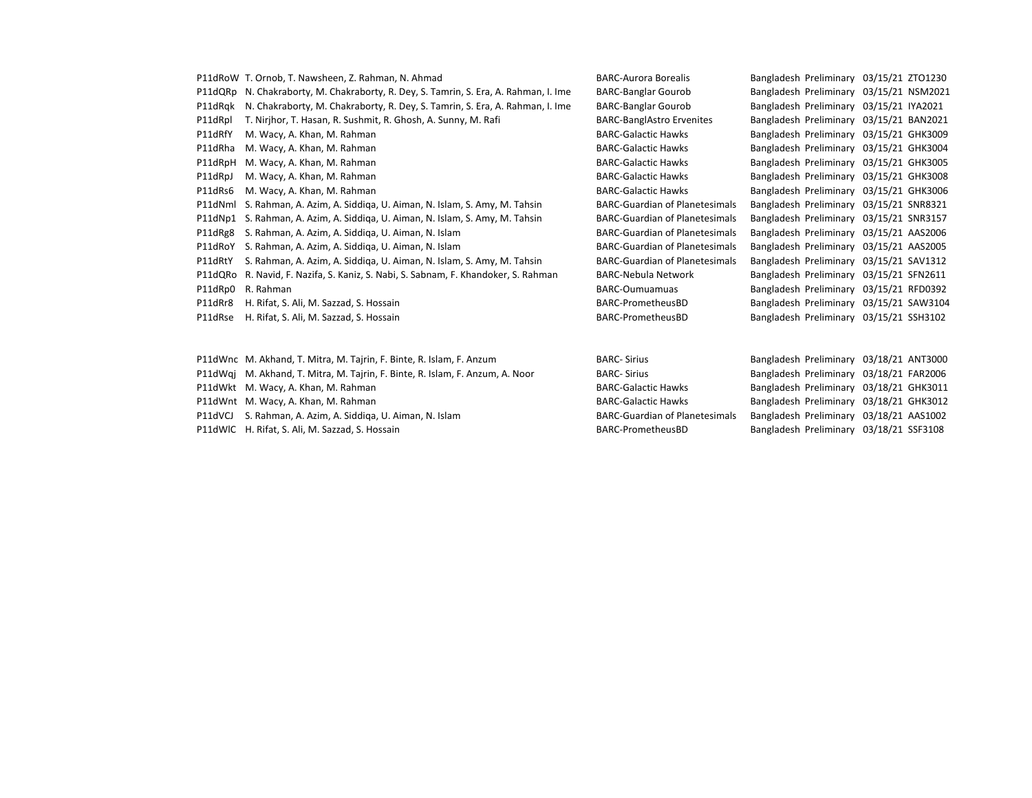| | | | | | |
|---|---|---|---|---|---|
| P11dRoW | T. Ornob, T. Nawsheen, Z. Rahman, N. Ahmad | BARC-Aurora Borealis | Bangladesh Preliminary | 03/15/21 | ZTO1230 |
| P11dQRp | N. Chakraborty, M. Chakraborty, R. Dey, S. Tamrin, S. Era, A. Rahman, I. Ime | BARC-Banglar Gourob | Bangladesh Preliminary | 03/15/21 | NSM2021 |
| P11dRqk | N. Chakraborty, M. Chakraborty, R. Dey, S. Tamrin, S. Era, A. Rahman, I. Ime | BARC-Banglar Gourob | Bangladesh Preliminary | 03/15/21 | IYA2021 |
| P11dRpl | T. Nirjhor, T. Hasan, R. Sushmit, R. Ghosh, A. Sunny, M. Rafi | BARC-BanglAstro Ervenites | Bangladesh Preliminary | 03/15/21 | BAN2021 |
| P11dRfY | M. Wacy, A. Khan, M. Rahman | BARC-Galactic Hawks | Bangladesh Preliminary | 03/15/21 | GHK3009 |
| P11dRha | M. Wacy, A. Khan, M. Rahman | BARC-Galactic Hawks | Bangladesh Preliminary | 03/15/21 | GHK3004 |
| P11dRpH | M. Wacy, A. Khan, M. Rahman | BARC-Galactic Hawks | Bangladesh Preliminary | 03/15/21 | GHK3005 |
| P11dRpJ | M. Wacy, A. Khan, M. Rahman | BARC-Galactic Hawks | Bangladesh Preliminary | 03/15/21 | GHK3008 |
| P11dRs6 | M. Wacy, A. Khan, M. Rahman | BARC-Galactic Hawks | Bangladesh Preliminary | 03/15/21 | GHK3006 |
| P11dNml | S. Rahman, A. Azim, A. Siddiqa, U. Aiman, N. Islam, S. Amy, M. Tahsin | BARC-Guardian of Planetesimals | Bangladesh Preliminary | 03/15/21 | SNR8321 |
| P11dNp1 | S. Rahman, A. Azim, A. Siddiqa, U. Aiman, N. Islam, S. Amy, M. Tahsin | BARC-Guardian of Planetesimals | Bangladesh Preliminary | 03/15/21 | SNR3157 |
| P11dRg8 | S. Rahman, A. Azim, A. Siddiqa, U. Aiman, N. Islam | BARC-Guardian of Planetesimals | Bangladesh Preliminary | 03/15/21 | AAS2006 |
| P11dRoY | S. Rahman, A. Azim, A. Siddiqa, U. Aiman, N. Islam | BARC-Guardian of Planetesimals | Bangladesh Preliminary | 03/15/21 | AAS2005 |
| P11dRtY | S. Rahman, A. Azim, A. Siddiqa, U. Aiman, N. Islam, S. Amy, M. Tahsin | BARC-Guardian of Planetesimals | Bangladesh Preliminary | 03/15/21 | SAV1312 |
| P11dQRo | R. Navid, F. Nazifa, S. Kaniz, S. Nabi, S. Sabnam, F. Khandoker, S. Rahman | BARC-Nebula Network | Bangladesh Preliminary | 03/15/21 | SFN2611 |
| P11dRp0 | R. Rahman | BARC-Oumuamuas | Bangladesh Preliminary | 03/15/21 | RFD0392 |
| P11dRr8 | H. Rifat, S. Ali, M. Sazzad, S. Hossain | BARC-PrometheusBD | Bangladesh Preliminary | 03/15/21 | SAW3104 |
| P11dRse | H. Rifat, S. Ali, M. Sazzad, S. Hossain | BARC-PrometheusBD | Bangladesh Preliminary | 03/15/21 | SSH3102 |
| | | | | | |
| P11dWnc | M. Akhand, T. Mitra, M. Tajrin, F. Binte, R. Islam, F. Anzum | BARC- Sirius | Bangladesh Preliminary | 03/18/21 | ANT3000 |
| P11dWqj | M. Akhand, T. Mitra, M. Tajrin, F. Binte, R. Islam, F. Anzum, A. Noor | BARC- Sirius | Bangladesh Preliminary | 03/18/21 | FAR2006 |
| P11dWkt | M. Wacy, A. Khan, M. Rahman | BARC-Galactic Hawks | Bangladesh Preliminary | 03/18/21 | GHK3011 |
| P11dWnt | M. Wacy, A. Khan, M. Rahman | BARC-Galactic Hawks | Bangladesh Preliminary | 03/18/21 | GHK3012 |
| P11dVCJ | S. Rahman, A. Azim, A. Siddiqa, U. Aiman, N. Islam | BARC-Guardian of Planetesimals | Bangladesh Preliminary | 03/18/21 | AAS1002 |
| P11dWlC | H. Rifat, S. Ali, M. Sazzad, S. Hossain | BARC-PrometheusBD | Bangladesh Preliminary | 03/18/21 | SSF3108 |